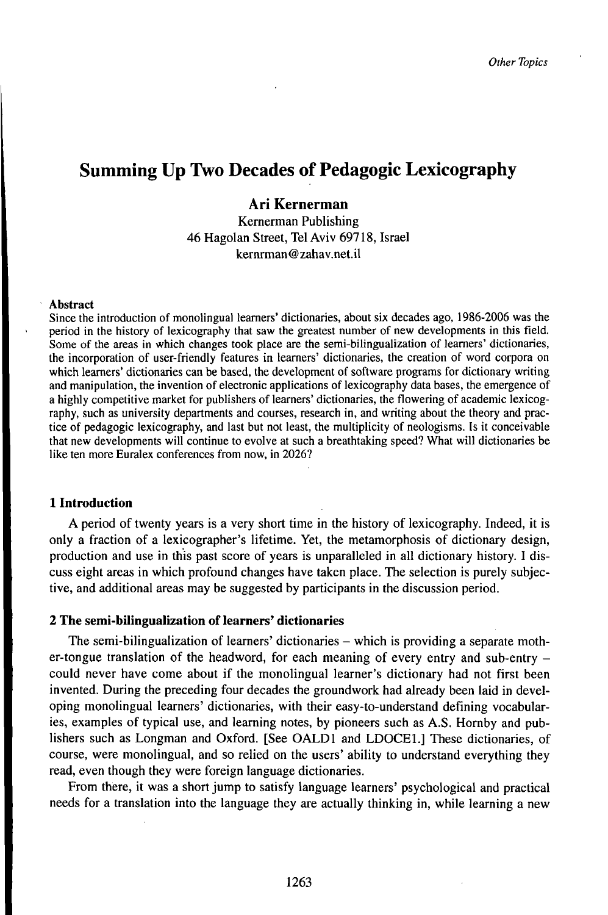# Summing Up Two Decades of Pedagogic Lexicography

**Ari Kernerman**

Kernerman Publishing
46 Hagolan Street, Tel Aviv 69718, Israel
kernrman@zahav.net.il

**Abstract**

Since the introduction of monolingual learners' dictionaries, about six decades ago, 1986-2006 was the period in the history of lexicography that saw the greatest number of new developments in this field. Some of the areas in which changes took place are the semi-bilingualization of learners' dictionaries, the incorporation of user-friendly features in learners' dictionaries, the creation of word corpora on which learners' dictionaries can be based, the development of software programs for dictionary writing and manipulation, the invention of electronic applications of lexicography data bases, the emergence of a highly competitive market for publishers of learners' dictionaries, the flowering of academic lexicography, such as university departments and courses, research in, and writing about the theory and practice of pedagogic lexicography, and last but not least, the multiplicity of neologisms. Is it conceivable that new developments will continue to evolve at such a breathtaking speed? What will dictionaries be like ten more Euralex conferences from now, in 2026?

## 1 Introduction

A period of twenty years is a very short time in the history of lexicography. Indeed, it is only a fraction of a lexicographer's lifetime. Yet, the metamorphosis of dictionary design, production and use in this past score of years is unparalleled in all dictionary history. I discuss eight areas in which profound changes have taken place. The selection is purely subjective, and additional areas may be suggested by participants in the discussion period.

## 2 The semi-bilingualization of learners' dictionaries

The semi-bilingualization of learners' dictionaries – which is providing a separate mother-tongue translation of the headword, for each meaning of every entry and sub-entry – could never have come about if the monolingual learner's dictionary had not first been invented. During the preceding four decades the groundwork had already been laid in developing monolingual learners' dictionaries, with their easy-to-understand defining vocabularies, examples of typical use, and learning notes, by pioneers such as A.S. Hornby and publishers such as Longman and Oxford. [See OALD1 and LDOCE1.] These dictionaries, of course, were monolingual, and so relied on the users' ability to understand everything they read, even though they were foreign language dictionaries.

From there, it was a short jump to satisfy language learners' psychological and practical needs for a translation into the language they are actually thinking in, while learning a new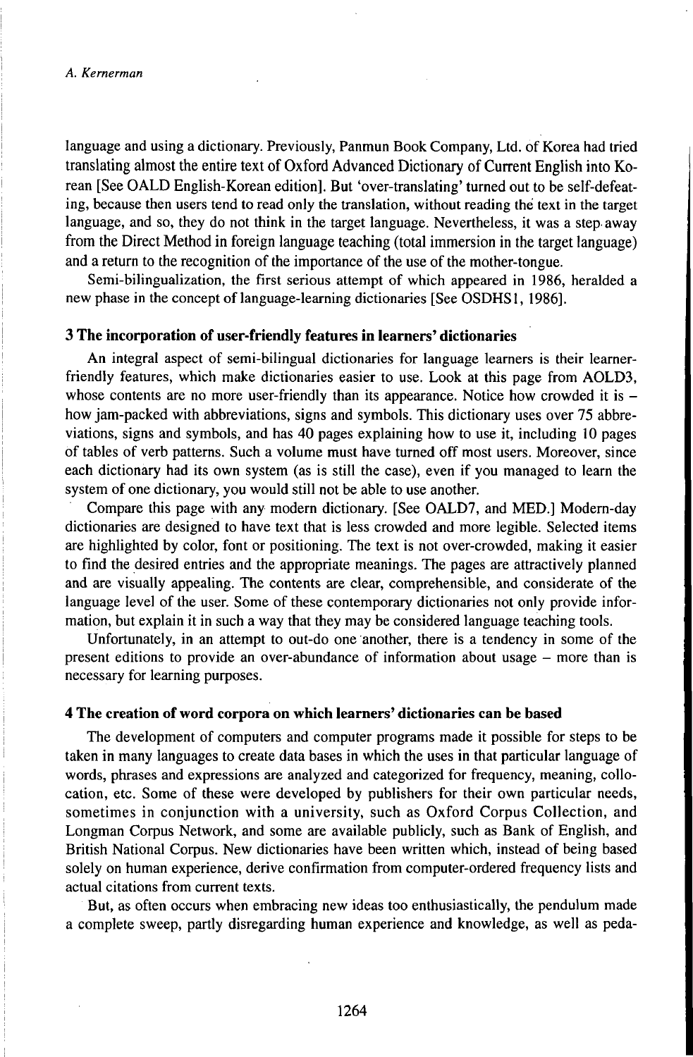language and using a dictionary. Previously, Panmun Book Company, Ltd. of Korea had tried translating almost the entire text of Oxford Advanced Dictionary of Current English into Korean [See OALD English-Korean edition]. But 'over-translating' turned out to be self-defeating, because then users tend to read only the translation, without reading the text in the target language, and so, they do not think in the target language. Nevertheless, it was a step away from the Direct Method in foreign language teaching (total immersion in the target language) and a return to the recognition of the importance of the use of the mother-tongue.

Semi-bilingualization, the first serious attempt of which appeared in 1986, heralded a new phase in the concept of language-learning dictionaries [See OSDHS1, 1986].

### 3 The incorporation of user-friendly features in learners' dictionaries

An integral aspect of semi-bilingual dictionaries for language learners is their learner-friendly features, which make dictionaries easier to use. Look at this page from AOLD3, whose contents are no more user-friendly than its appearance. Notice how crowded it is – how jam-packed with abbreviations, signs and symbols. This dictionary uses over 75 abbreviations, signs and symbols, and has 40 pages explaining how to use it, including 10 pages of tables of verb patterns. Such a volume must have turned off most users. Moreover, since each dictionary had its own system (as is still the case), even if you managed to learn the system of one dictionary, you would still not be able to use another.

Compare this page with any modern dictionary. [See OALD7, and MED.] Modern-day dictionaries are designed to have text that is less crowded and more legible. Selected items are highlighted by color, font or positioning. The text is not over-crowded, making it easier to find the desired entries and the appropriate meanings. The pages are attractively planned and are visually appealing. The contents are clear, comprehensible, and considerate of the language level of the user. Some of these contemporary dictionaries not only provide information, but explain it in such a way that they may be considered language teaching tools.

Unfortunately, in an attempt to out-do one another, there is a tendency in some of the present editions to provide an over-abundance of information about usage – more than is necessary for learning purposes.

### 4 The creation of word corpora on which learners' dictionaries can be based

The development of computers and computer programs made it possible for steps to be taken in many languages to create data bases in which the uses in that particular language of words, phrases and expressions are analyzed and categorized for frequency, meaning, collocation, etc. Some of these were developed by publishers for their own particular needs, sometimes in conjunction with a university, such as Oxford Corpus Collection, and Longman Corpus Network, and some are available publicly, such as Bank of English, and British National Corpus. New dictionaries have been written which, instead of being based solely on human experience, derive confirmation from computer-ordered frequency lists and actual citations from current texts.

But, as often occurs when embracing new ideas too enthusiastically, the pendulum made a complete sweep, partly disregarding human experience and knowledge, as well as peda-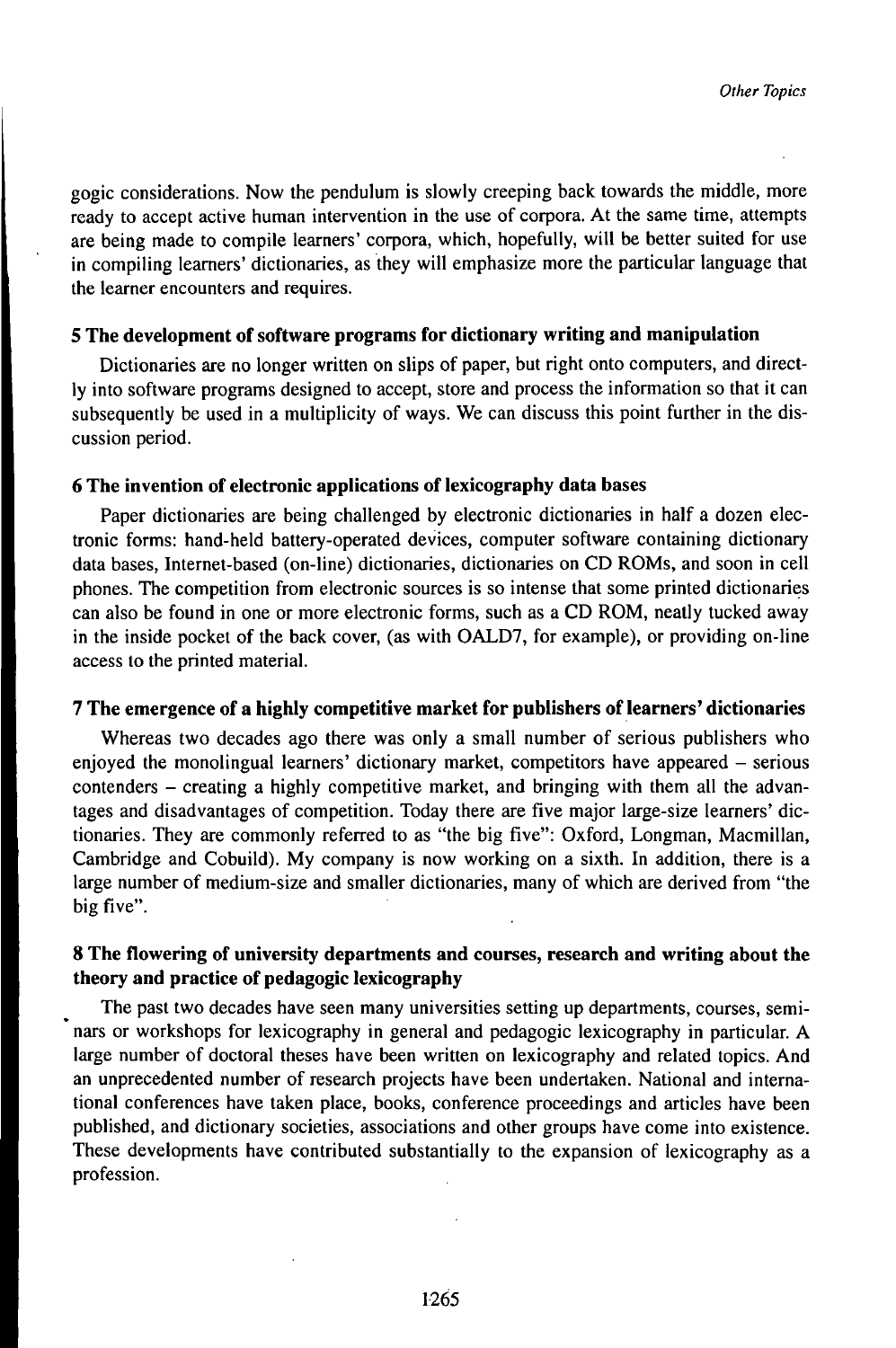gogic considerations. Now the pendulum is slowly creeping back towards the middle, more ready to accept active human intervention in the use of corpora. At the same time, attempts are being made to compile learners' corpora, which, hopefully, will be better suited for use in compiling learners' dictionaries, as they will emphasize more the particular language that the learner encounters and requires.

### 5 The development of software programs for dictionary writing and manipulation

Dictionaries are no longer written on slips of paper, but right onto computers, and directly into software programs designed to accept, store and process the information so that it can subsequently be used in a multiplicity of ways. We can discuss this point further in the discussion period.

### 6 The invention of electronic applications of lexicography data bases

Paper dictionaries are being challenged by electronic dictionaries in half a dozen electronic forms: hand-held battery-operated devices, computer software containing dictionary data bases, Internet-based (on-line) dictionaries, dictionaries on CD ROMs, and soon in cell phones. The competition from electronic sources is so intense that some printed dictionaries can also be found in one or more electronic forms, such as a CD ROM, neatly tucked away in the inside pocket of the back cover, (as with OALD7, for example), or providing on-line access to the printed material.

### 7 The emergence of a highly competitive market for publishers of learners' dictionaries

Whereas two decades ago there was only a small number of serious publishers who enjoyed the monolingual learners' dictionary market, competitors have appeared – serious contenders – creating a highly competitive market, and bringing with them all the advantages and disadvantages of competition. Today there are five major large-size learners' dictionaries. They are commonly referred to as "the big five": Oxford, Longman, Macmillan, Cambridge and Cobuild). My company is now working on a sixth. In addition, there is a large number of medium-size and smaller dictionaries, many of which are derived from "the big five".

### 8 The flowering of university departments and courses, research and writing about the theory and practice of pedagogic lexicography

The past two decades have seen many universities setting up departments, courses, seminars or workshops for lexicography in general and pedagogic lexicography in particular. A large number of doctoral theses have been written on lexicography and related topics. And an unprecedented number of research projects have been undertaken. National and international conferences have taken place, books, conference proceedings and articles have been published, and dictionary societies, associations and other groups have come into existence. These developments have contributed substantially to the expansion of lexicography as a profession.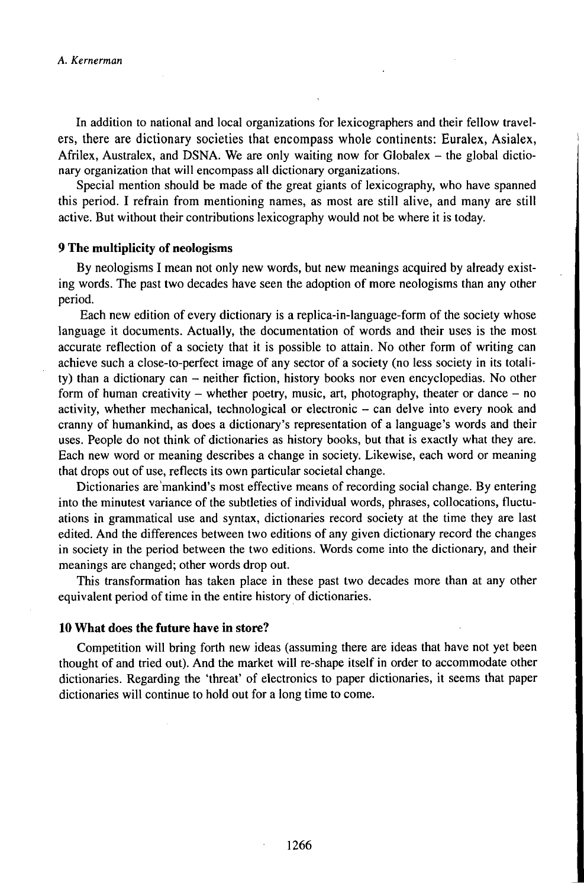In addition to national and local organizations for lexicographers and their fellow travelers, there are dictionary societies that encompass whole continents: Euralex, Asialex, Afrilex, Australex, and DSNA. We are only waiting now for Globalex – the global dictionary organization that will encompass all dictionary organizations.

Special mention should be made of the great giants of lexicography, who have spanned this period. I refrain from mentioning names, as most are still alive, and many are still active. But without their contributions lexicography would not be where it is today.

## 9 The multiplicity of neologisms

By neologisms I mean not only new words, but new meanings acquired by already existing words. The past two decades have seen the adoption of more neologisms than any other period.

Each new edition of every dictionary is a replica-in-language-form of the society whose language it documents. Actually, the documentation of words and their uses is the most accurate reflection of a society that it is possible to attain. No other form of writing can achieve such a close-to-perfect image of any sector of a society (no less society in its totality) than a dictionary can – neither fiction, history books nor even encyclopedias. No other form of human creativity – whether poetry, music, art, photography, theater or dance – no activity, whether mechanical, technological or electronic – can delve into every nook and cranny of humankind, as does a dictionary's representation of a language's words and their uses. People do not think of dictionaries as history books, but that is exactly what they are. Each new word or meaning describes a change in society. Likewise, each word or meaning that drops out of use, reflects its own particular societal change.

Dictionaries are mankind's most effective means of recording social change. By entering into the minutest variance of the subtleties of individual words, phrases, collocations, fluctuations in grammatical use and syntax, dictionaries record society at the time they are last edited. And the differences between two editions of any given dictionary record the changes in society in the period between the two editions. Words come into the dictionary, and their meanings are changed; other words drop out.

This transformation has taken place in these past two decades more than at any other equivalent period of time in the entire history of dictionaries.

## 10 What does the future have in store?

Competition will bring forth new ideas (assuming there are ideas that have not yet been thought of and tried out). And the market will re-shape itself in order to accommodate other dictionaries. Regarding the 'threat' of electronics to paper dictionaries, it seems that paper dictionaries will continue to hold out for a long time to come.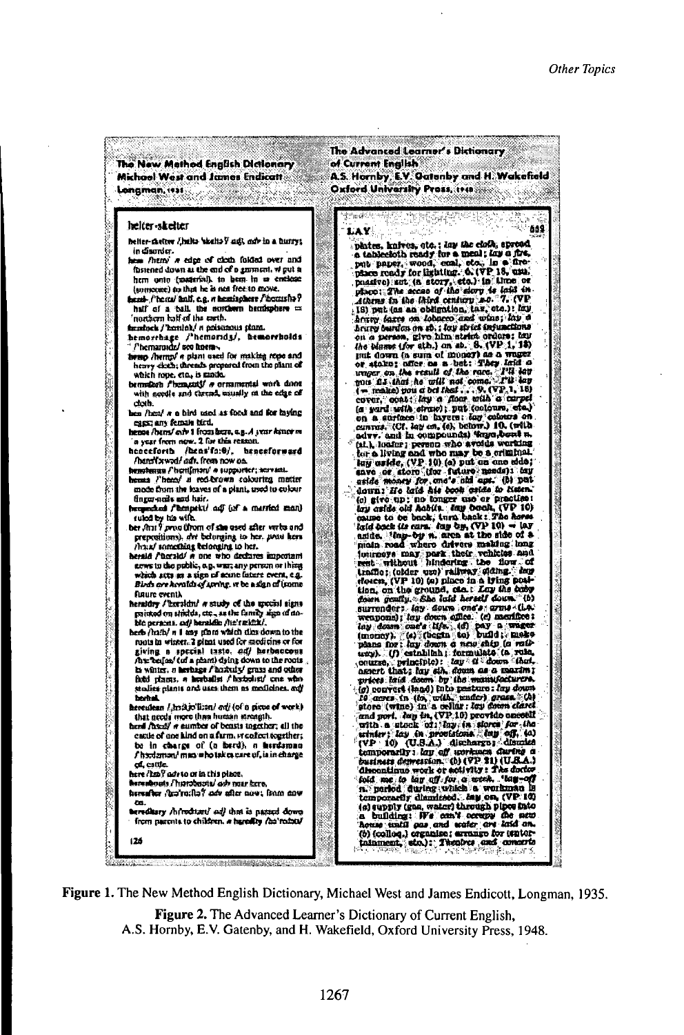**Figure 1.** The New Method English Dictionary, Michael West and James Endicott, Longman, 1935.

**Figure 2.** The Advanced Learner's Dictionary of Current English, A.S. Hornby, E.V. Gatenby, and H. Wakefield, Oxford University Press, 1948.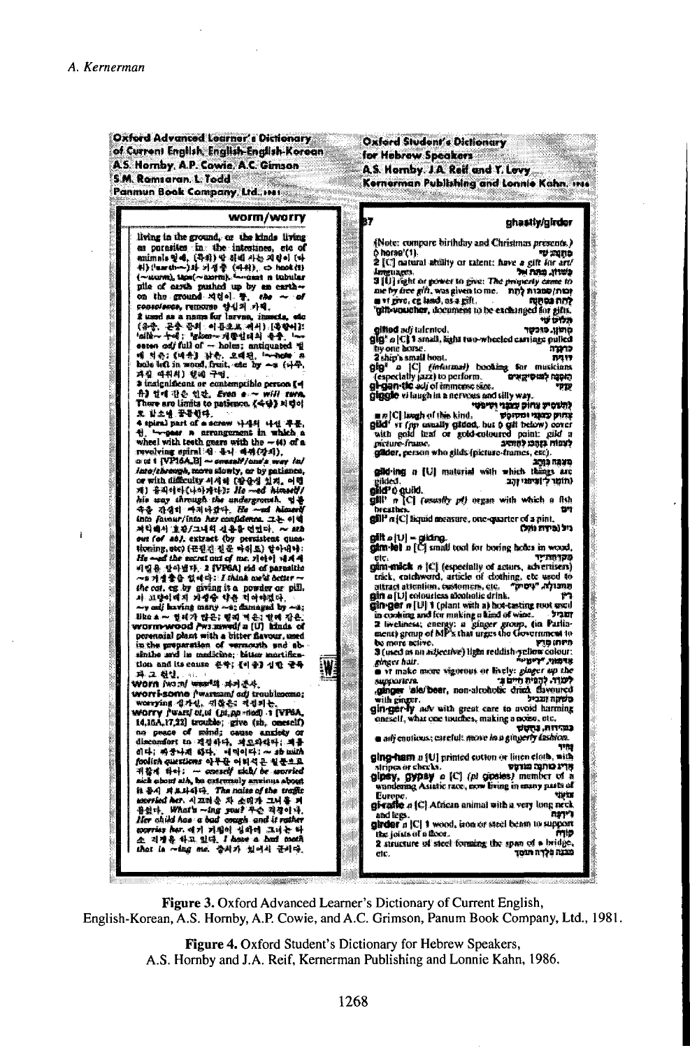**Oxford Advanced Learner's Dictionary of Current English, English-English-Korean**
A.S. Hornby, A.P. Cowie, A.C. Gimson
S.M. Ramsaran, L. Todd
Panmun Book Company, Ltd., 1981

**Oxford Student's Dictionary for Hebrew Speakers**
A.S. Hornby, J.A. Reif and Y. Levy
Kernerman Publishing and Lonnie Kahn, 1986

Figure 3. Oxford Advanced Learner's Dictionary of Current English, English-Korean, A.S. Hornby, A.P. Cowie, and A.C. Grimson, Panum Book Company, Ltd., 1981.

Figure 4. Oxford Student's Dictionary for Hebrew Speakers, A.S. Hornby and J.A. Reif, Kernerman Publishing and Lonnie Kahn, 1986.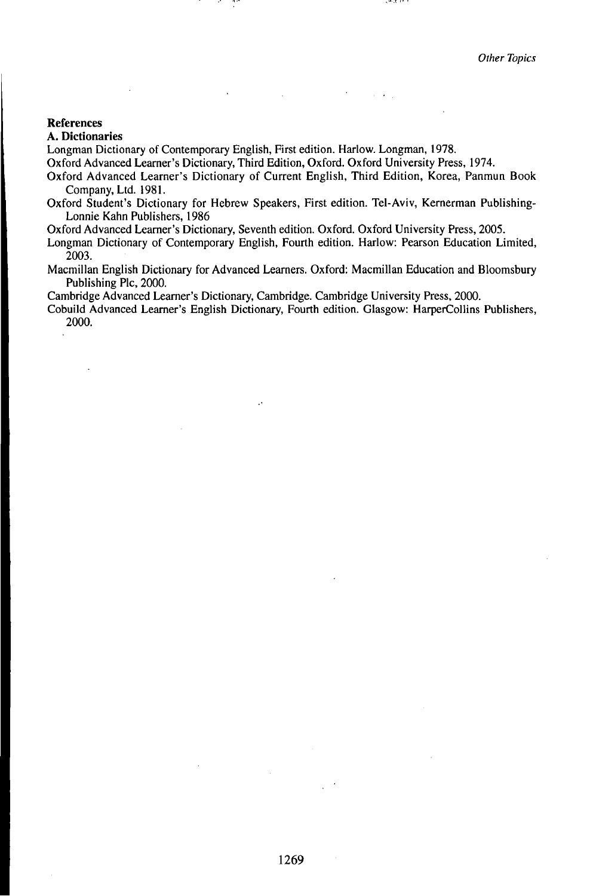**References**

**A. Dictionaries**

Longman Dictionary of Contemporary English, First edition. Harlow. Longman, 1978.

Oxford Advanced Learner's Dictionary, Third Edition, Oxford. Oxford University Press, 1974.

Oxford Advanced Learner's Dictionary of Current English, Third Edition, Korea, Panmun Book Company, Ltd. 1981.

Oxford Student's Dictionary for Hebrew Speakers, First edition. Tel-Aviv, Kernerman Publishing-Lonnie Kahn Publishers, 1986

Oxford Advanced Learner's Dictionary, Seventh edition. Oxford. Oxford University Press, 2005.

Longman Dictionary of Contemporary English, Fourth edition. Harlow: Pearson Education Limited, 2003.

Macmillan English Dictionary for Advanced Learners. Oxford: Macmillan Education and Bloomsbury Publishing Plc, 2000.

Cambridge Advanced Learner's Dictionary, Cambridge. Cambridge University Press, 2000.

Cobuild Advanced Learner's English Dictionary, Fourth edition. Glasgow: HarperCollins Publishers, 2000.